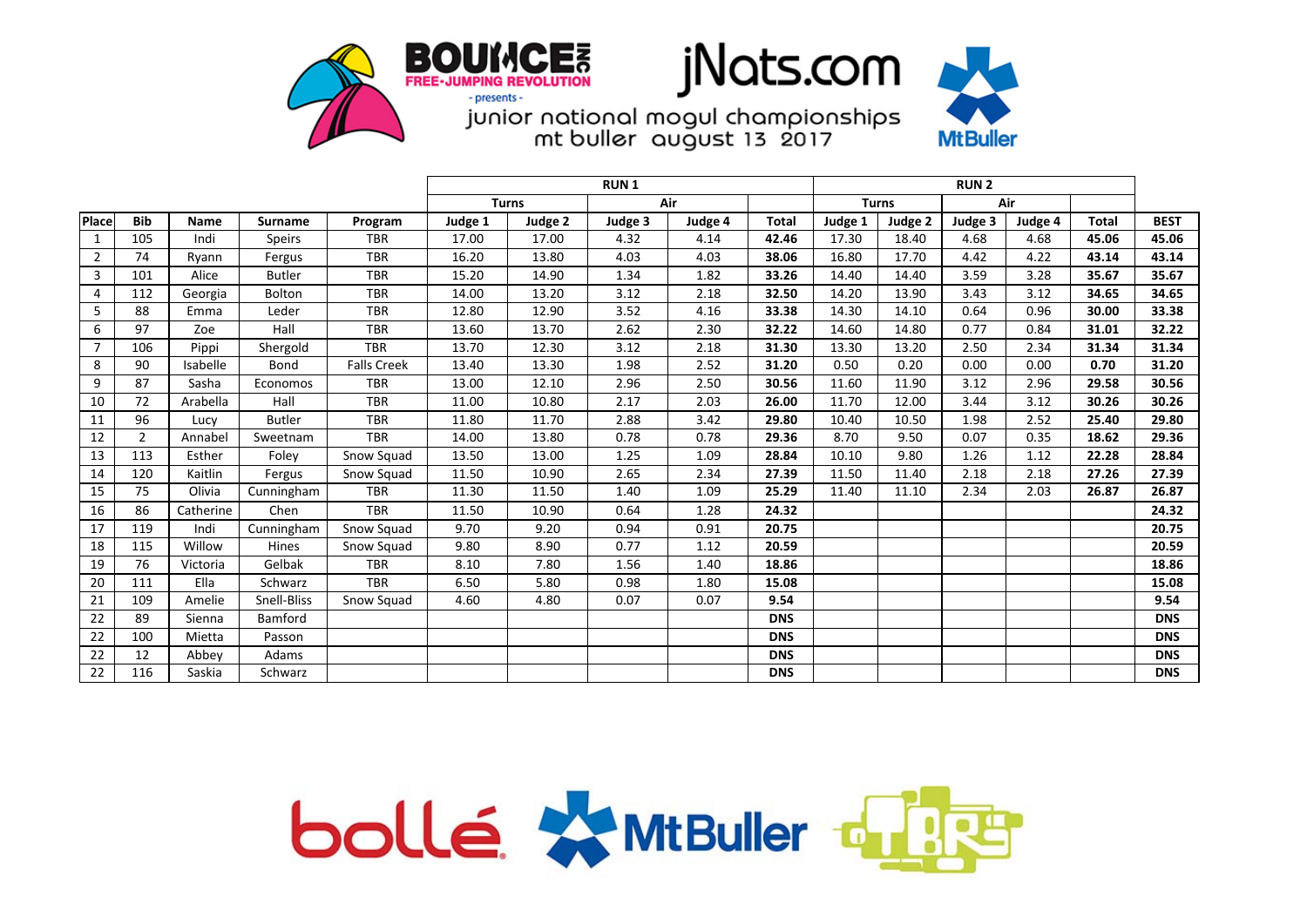BOUNCE INC FREE-JUMPING REVOLUTION - presents -

jNats.com

junior national mogul championships
mt buller august 13 2017

| | | | | | RUN 1 | | | | | RUN 2 | | | | | |
|---|---|---|---|---|---|---|---|---|---|---|---|---|---|---|---|
| | | | | | Turns | | Air | | | Turns | | Air | | | |
| Place | Bib | Name | Surname | Program | Judge 1 | Judge 2 | Judge 3 | Judge 4 | Total | Judge 1 | Judge 2 | Judge 3 | Judge 4 | Total | BEST |
| 1 | 105 | Indi | Speirs | TBR | 17.00 | 17.00 | 4.32 | 4.14 | **42.46** | 17.30 | 18.40 | 4.68 | 4.68 | **45.06** | **45.06** |
| 2 | 74 | Ryann | Fergus | TBR | 16.20 | 13.80 | 4.03 | 4.03 | **38.06** | 16.80 | 17.70 | 4.42 | 4.22 | **43.14** | **43.14** |
| 3 | 101 | Alice | Butler | TBR | 15.20 | 14.90 | 1.34 | 1.82 | **33.26** | 14.40 | 14.40 | 3.59 | 3.28 | **35.67** | **35.67** |
| 4 | 112 | Georgia | Bolton | TBR | 14.00 | 13.20 | 3.12 | 2.18 | **32.50** | 14.20 | 13.90 | 3.43 | 3.12 | **34.65** | **34.65** |
| 5 | 88 | Emma | Leder | TBR | 12.80 | 12.90 | 3.52 | 4.16 | **33.38** | 14.30 | 14.10 | 0.64 | 0.96 | **30.00** | **33.38** |
| 6 | 97 | Zoe | Hall | TBR | 13.60 | 13.70 | 2.62 | 2.30 | **32.22** | 14.60 | 14.80 | 0.77 | 0.84 | **31.01** | **32.22** |
| 7 | 106 | Pippi | Shergold | TBR | 13.70 | 12.30 | 3.12 | 2.18 | **31.30** | 13.30 | 13.20 | 2.50 | 2.34 | **31.34** | **31.34** |
| 8 | 90 | Isabelle | Bond | Falls Creek | 13.40 | 13.30 | 1.98 | 2.52 | **31.20** | 0.50 | 0.20 | 0.00 | 0.00 | **0.70** | **31.20** |
| 9 | 87 | Sasha | Economos | TBR | 13.00 | 12.10 | 2.96 | 2.50 | **30.56** | 11.60 | 11.90 | 3.12 | 2.96 | **29.58** | **30.56** |
| 10 | 72 | Arabella | Hall | TBR | 11.00 | 10.80 | 2.17 | 2.03 | **26.00** | 11.70 | 12.00 | 3.44 | 3.12 | **30.26** | **30.26** |
| 11 | 96 | Lucy | Butler | TBR | 11.80 | 11.70 | 2.88 | 3.42 | **29.80** | 10.40 | 10.50 | 1.98 | 2.52 | **25.40** | **29.80** |
| 12 | 2 | Annabel | Sweetnam | TBR | 14.00 | 13.80 | 0.78 | 0.78 | **29.36** | 8.70 | 9.50 | 0.07 | 0.35 | **18.62** | **29.36** |
| 13 | 113 | Esther | Foley | Snow Squad | 13.50 | 13.00 | 1.25 | 1.09 | **28.84** | 10.10 | 9.80 | 1.26 | 1.12 | **22.28** | **28.84** |
| 14 | 120 | Kaitlin | Fergus | Snow Squad | 11.50 | 10.90 | 2.65 | 2.34 | **27.39** | 11.50 | 11.40 | 2.18 | 2.18 | **27.26** | **27.39** |
| 15 | 75 | Olivia | Cunningham | TBR | 11.30 | 11.50 | 1.40 | 1.09 | **25.29** | 11.40 | 11.10 | 2.34 | 2.03 | **26.87** | **26.87** |
| 16 | 86 | Catherine | Chen | TBR | 11.50 | 10.90 | 0.64 | 1.28 | **24.32** | | | | | | **24.32** |
| 17 | 119 | Indi | Cunningham | Snow Squad | 9.70 | 9.20 | 0.94 | 0.91 | **20.75** | | | | | | **20.75** |
| 18 | 115 | Willow | Hines | Snow Squad | 9.80 | 8.90 | 0.77 | 1.12 | **20.59** | | | | | | **20.59** |
| 19 | 76 | Victoria | Gelbak | TBR | 8.10 | 7.80 | 1.56 | 1.40 | **18.86** | | | | | | **18.86** |
| 20 | 111 | Ella | Schwarz | TBR | 6.50 | 5.80 | 0.98 | 1.80 | **15.08** | | | | | | **15.08** |
| 21 | 109 | Amelie | Snell-Bliss | Snow Squad | 4.60 | 4.80 | 0.07 | 0.07 | **9.54** | | | | | | **9.54** |
| 22 | 89 | Sienna | Bamford | | | | | | **DNS** | | | | | | **DNS** |
| 22 | 100 | Mietta | Passon | | | | | | **DNS** | | | | | | **DNS** |
| 22 | 12 | Abbey | Adams | | | | | | **DNS** | | | | | | **DNS** |
| 22 | 116 | Saskia | Schwarz | | | | | | **DNS** | | | | | | **DNS** |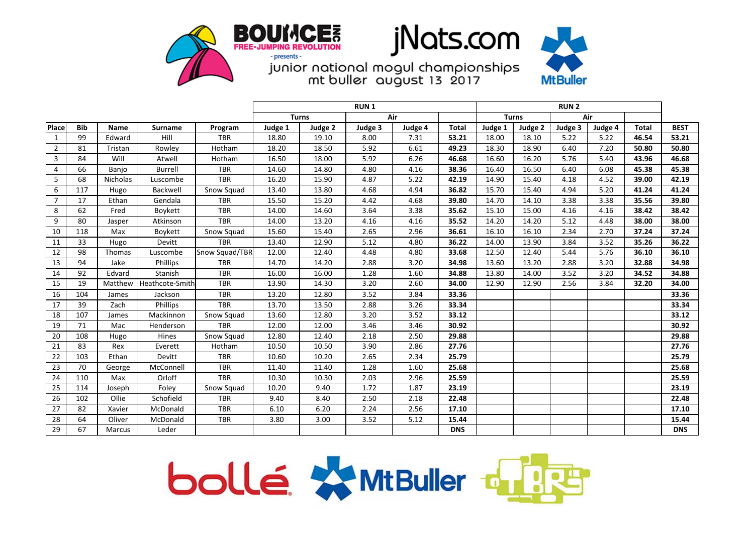# junior national mogul championships

## mt buller august 13 2017

BOUNCE INC FREE-JUMPING REVOLUTION - presents - jNats.com

| | | | | | RUN 1 | | | | | RUN 2 | | | | | |
|---|---|---|---|---|---|---|---|---|---|---|---|---|---|---|---|
| | | | | | Turns | | Air | | | Turns | | Air | | | |
| Place | Bib | Name | Surname | Program | Judge 1 | Judge 2 | Judge 3 | Judge 4 | Total | Judge 1 | Judge 2 | Judge 3 | Judge 4 | Total | BEST |
| 1 | 99 | Edward | Hill | TBR | 18.80 | 19.10 | 8.00 | 7.31 | **53.21** | 18.00 | 18.10 | 5.22 | 5.22 | **46.54** | **53.21** |
| 2 | 81 | Tristan | Rowley | Hotham | 18.20 | 18.50 | 5.92 | 6.61 | **49.23** | 18.30 | 18.90 | 6.40 | 7.20 | **50.80** | **50.80** |
| 3 | 84 | Will | Atwell | Hotham | 16.50 | 18.00 | 5.92 | 6.26 | **46.68** | 16.60 | 16.20 | 5.76 | 5.40 | **43.96** | **46.68** |
| 4 | 66 | Banjo | Burrell | TBR | 14.60 | 14.80 | 4.80 | 4.16 | **38.36** | 16.40 | 16.50 | 6.40 | 6.08 | **45.38** | **45.38** |
| 5 | 68 | Nicholas | Luscombe | TBR | 16.20 | 15.90 | 4.87 | 5.22 | **42.19** | 14.90 | 15.40 | 4.18 | 4.52 | **39.00** | **42.19** |
| 6 | 117 | Hugo | Backwell | Snow Squad | 13.40 | 13.80 | 4.68 | 4.94 | **36.82** | 15.70 | 15.40 | 4.94 | 5.20 | **41.24** | **41.24** |
| 7 | 17 | Ethan | Gendala | TBR | 15.50 | 15.20 | 4.42 | 4.68 | **39.80** | 14.70 | 14.10 | 3.38 | 3.38 | **35.56** | **39.80** |
| 8 | 62 | Fred | Boykett | TBR | 14.00 | 14.60 | 3.64 | 3.38 | **35.62** | 15.10 | 15.00 | 4.16 | 4.16 | **38.42** | **38.42** |
| 9 | 80 | Jasper | Atkinson | TBR | 14.00 | 13.20 | 4.16 | 4.16 | **35.52** | 14.20 | 14.20 | 5.12 | 4.48 | **38.00** | **38.00** |
| 10 | 118 | Max | Boykett | Snow Squad | 15.60 | 15.40 | 2.65 | 2.96 | **36.61** | 16.10 | 16.10 | 2.34 | 2.70 | **37.24** | **37.24** |
| 11 | 33 | Hugo | Devitt | TBR | 13.40 | 12.90 | 5.12 | 4.80 | **36.22** | 14.00 | 13.90 | 3.84 | 3.52 | **35.26** | **36.22** |
| 12 | 98 | Thomas | Luscombe | Snow Squad/TBR | 12.00 | 12.40 | 4.48 | 4.80 | **33.68** | 12.50 | 12.40 | 5.44 | 5.76 | **36.10** | **36.10** |
| 13 | 94 | Jake | Phillips | TBR | 14.70 | 14.20 | 2.88 | 3.20 | **34.98** | 13.60 | 13.20 | 2.88 | 3.20 | **32.88** | **34.98** |
| 14 | 92 | Edvard | Stanish | TBR | 16.00 | 16.00 | 1.28 | 1.60 | **34.88** | 13.80 | 14.00 | 3.52 | 3.20 | **34.52** | **34.88** |
| 15 | 19 | Matthew | Heathcote-Smith | TBR | 13.90 | 14.30 | 3.20 | 2.60 | **34.00** | 12.90 | 12.90 | 2.56 | 3.84 | **32.20** | **34.00** |
| 16 | 104 | James | Jackson | TBR | 13.20 | 12.80 | 3.52 | 3.84 | **33.36** | | | | | | **33.36** |
| 17 | 39 | Zach | Phillips | TBR | 13.70 | 13.50 | 2.88 | 3.26 | **33.34** | | | | | | **33.34** |
| 18 | 107 | James | Mackinnon | Snow Squad | 13.60 | 12.80 | 3.20 | 3.52 | **33.12** | | | | | | **33.12** |
| 19 | 71 | Mac | Henderson | TBR | 12.00 | 12.00 | 3.46 | 3.46 | **30.92** | | | | | | **30.92** |
| 20 | 108 | Hugo | Hines | Snow Squad | 12.80 | 12.40 | 2.18 | 2.50 | **29.88** | | | | | | **29.88** |
| 21 | 83 | Rex | Everett | Hotham | 10.50 | 10.50 | 3.90 | 2.86 | **27.76** | | | | | | **27.76** |
| 22 | 103 | Ethan | Devitt | TBR | 10.60 | 10.20 | 2.65 | 2.34 | **25.79** | | | | | | **25.79** |
| 23 | 70 | George | McConnell | TBR | 11.40 | 11.40 | 1.28 | 1.60 | **25.68** | | | | | | **25.68** |
| 24 | 110 | Max | Orloff | TBR | 10.30 | 10.30 | 2.03 | 2.96 | **25.59** | | | | | | **25.59** |
| 25 | 114 | Joseph | Foley | Snow Squad | 10.20 | 9.40 | 1.72 | 1.87 | **23.19** | | | | | | **23.19** |
| 26 | 102 | Ollie | Schofield | TBR | 9.40 | 8.40 | 2.50 | 2.18 | **22.48** | | | | | | **22.48** |
| 27 | 82 | Xavier | McDonald | TBR | 6.10 | 6.20 | 2.24 | 2.56 | **17.10** | | | | | | **17.10** |
| 28 | 64 | Oliver | McDonald | TBR | 3.80 | 3.00 | 3.52 | 5.12 | **15.44** | | | | | | **15.44** |
| 29 | 67 | Marcus | Leder | | | | | | **DNS** | | | | | | **DNS** |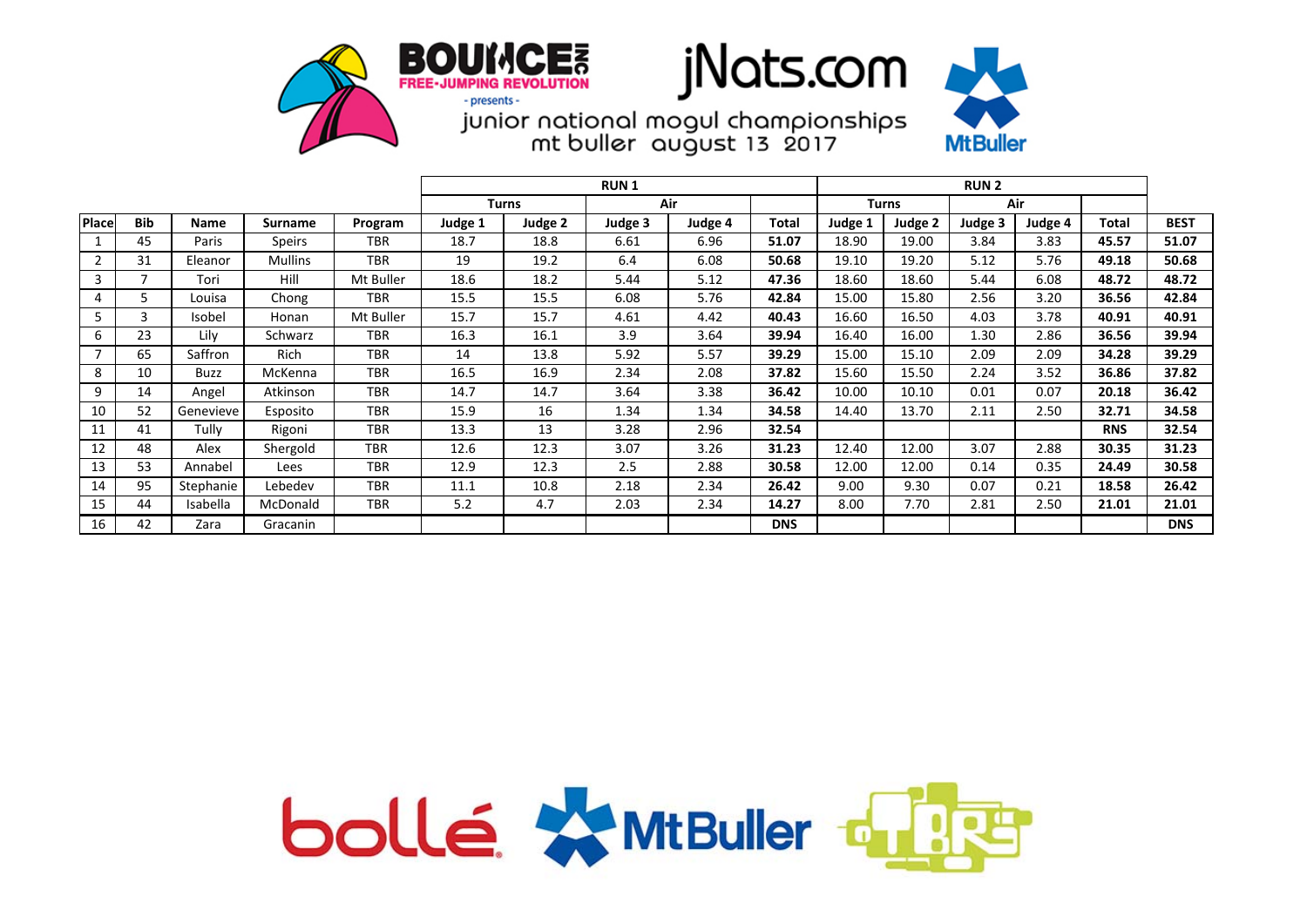BOUNCE INC FREE-JUMPING REVOLUTION - presents - jNats.com

junior national mogul championships
mt buller august 13 2017

| | | | | | RUN 1 | | | | | RUN 2 | | | | | |
|---|---|---|---|---|---|---|---|---|---|---|---|---|---|---|---|
| | | | | | Turns | | Air | | | Turns | | Air | | | |
| Place | Bib | Name | Surname | Program | Judge 1 | Judge 2 | Judge 3 | Judge 4 | Total | Judge 1 | Judge 2 | Judge 3 | Judge 4 | Total | BEST |
| 1 | 45 | Paris | Speirs | TBR | 18.7 | 18.8 | 6.61 | 6.96 | **51.07** | 18.90 | 19.00 | 3.84 | 3.83 | **45.57** | **51.07** |
| 2 | 31 | Eleanor | Mullins | TBR | 19 | 19.2 | 6.4 | 6.08 | **50.68** | 19.10 | 19.20 | 5.12 | 5.76 | **49.18** | **50.68** |
| 3 | 7 | Tori | Hill | Mt Buller | 18.6 | 18.2 | 5.44 | 5.12 | **47.36** | 18.60 | 18.60 | 5.44 | 6.08 | **48.72** | **48.72** |
| 4 | 5 | Louisa | Chong | TBR | 15.5 | 15.5 | 6.08 | 5.76 | **42.84** | 15.00 | 15.80 | 2.56 | 3.20 | **36.56** | **42.84** |
| 5 | 3 | Isobel | Honan | Mt Buller | 15.7 | 15.7 | 4.61 | 4.42 | **40.43** | 16.60 | 16.50 | 4.03 | 3.78 | **40.91** | **40.91** |
| 6 | 23 | Lily | Schwarz | TBR | 16.3 | 16.1 | 3.9 | 3.64 | **39.94** | 16.40 | 16.00 | 1.30 | 2.86 | **36.56** | **39.94** |
| 7 | 65 | Saffron | Rich | TBR | 14 | 13.8 | 5.92 | 5.57 | **39.29** | 15.00 | 15.10 | 2.09 | 2.09 | **34.28** | **39.29** |
| 8 | 10 | Buzz | McKenna | TBR | 16.5 | 16.9 | 2.34 | 2.08 | **37.82** | 15.60 | 15.50 | 2.24 | 3.52 | **36.86** | **37.82** |
| 9 | 14 | Angel | Atkinson | TBR | 14.7 | 14.7 | 3.64 | 3.38 | **36.42** | 10.00 | 10.10 | 0.01 | 0.07 | **20.18** | **36.42** |
| 10 | 52 | Genevieve | Esposito | TBR | 15.9 | 16 | 1.34 | 1.34 | **34.58** | 14.40 | 13.70 | 2.11 | 2.50 | **32.71** | **34.58** |
| 11 | 41 | Tully | Rigoni | TBR | 13.3 | 13 | 3.28 | 2.96 | **32.54** | | | | | **RNS** | **32.54** |
| 12 | 48 | Alex | Shergold | TBR | 12.6 | 12.3 | 3.07 | 3.26 | **31.23** | 12.40 | 12.00 | 3.07 | 2.88 | **30.35** | **31.23** |
| 13 | 53 | Annabel | Lees | TBR | 12.9 | 12.3 | 2.5 | 2.88 | **30.58** | 12.00 | 12.00 | 0.14 | 0.35 | **24.49** | **30.58** |
| 14 | 95 | Stephanie | Lebedev | TBR | 11.1 | 10.8 | 2.18 | 2.34 | **26.42** | 9.00 | 9.30 | 0.07 | 0.21 | **18.58** | **26.42** |
| 15 | 44 | Isabella | McDonald | TBR | 5.2 | 4.7 | 2.03 | 2.34 | **14.27** | 8.00 | 7.70 | 2.81 | 2.50 | **21.01** | **21.01** |
| 16 | 42 | Zara | Gracanin | | | | | | **DNS** | | | | | | **DNS** |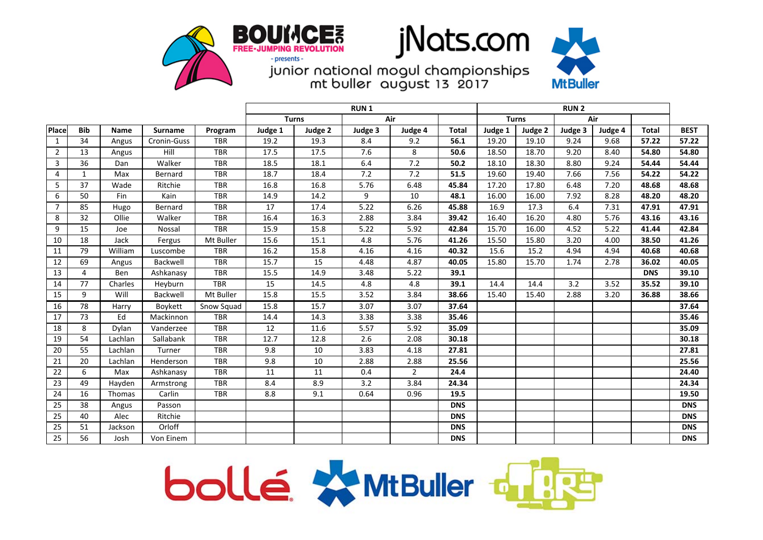BOUNCE FREE-JUMPING REVOLUTION - presents -

jNats.com

junior national mogul championships
mt buller august 13 2017

| | | | | | RUN 1 | | | | | RUN 2 | | | | | |
|---|---|---|---|---|---|---|---|---|---|---|---|---|---|---|---|
| | | | | | Turns | | Air | | | Turns | | Air | | | |
| Place | Bib | Name | Surname | Program | Judge 1 | Judge 2 | Judge 3 | Judge 4 | Total | Judge 1 | Judge 2 | Judge 3 | Judge 4 | Total | BEST |
| 1 | 34 | Angus | Cronin-Guss | TBR | 19.2 | 19.3 | 8.4 | 9.2 | **56.1** | 19.20 | 19.10 | 9.24 | 9.68 | **57.22** | **57.22** |
| 2 | 13 | Angus | Hill | TBR | 17.5 | 17.5 | 7.6 | 8 | **50.6** | 18.50 | 18.70 | 9.20 | 8.40 | **54.80** | **54.80** |
| 3 | 36 | Dan | Walker | TBR | 18.5 | 18.1 | 6.4 | 7.2 | **50.2** | 18.10 | 18.30 | 8.80 | 9.24 | **54.44** | **54.44** |
| 4 | 1 | Max | Bernard | TBR | 18.7 | 18.4 | 7.2 | 7.2 | **51.5** | 19.60 | 19.40 | 7.66 | 7.56 | **54.22** | **54.22** |
| 5 | 37 | Wade | Ritchie | TBR | 16.8 | 16.8 | 5.76 | 6.48 | **45.84** | 17.20 | 17.80 | 6.48 | 7.20 | **48.68** | **48.68** |
| 6 | 50 | Fin | Kain | TBR | 14.9 | 14.2 | 9 | 10 | **48.1** | 16.00 | 16.00 | 7.92 | 8.28 | **48.20** | **48.20** |
| 7 | 85 | Hugo | Bernard | TBR | 17 | 17.4 | 5.22 | 6.26 | **45.88** | 16.9 | 17.3 | 6.4 | 7.31 | **47.91** | **47.91** |
| 8 | 32 | Ollie | Walker | TBR | 16.4 | 16.3 | 2.88 | 3.84 | **39.42** | 16.40 | 16.20 | 4.80 | 5.76 | **43.16** | **43.16** |
| 9 | 15 | Joe | Nossal | TBR | 15.9 | 15.8 | 5.22 | 5.92 | **42.84** | 15.70 | 16.00 | 4.52 | 5.22 | **41.44** | **42.84** |
| 10 | 18 | Jack | Fergus | Mt Buller | 15.6 | 15.1 | 4.8 | 5.76 | **41.26** | 15.50 | 15.80 | 3.20 | 4.00 | **38.50** | **41.26** |
| 11 | 79 | William | Luscombe | TBR | 16.2 | 15.8 | 4.16 | 4.16 | **40.32** | 15.6 | 15.2 | 4.94 | 4.94 | **40.68** | **40.68** |
| 12 | 69 | Angus | Backwell | TBR | 15.7 | 15 | 4.48 | 4.87 | **40.05** | 15.80 | 15.70 | 1.74 | 2.78 | **36.02** | **40.05** |
| 13 | 4 | Ben | Ashkanasy | TBR | 15.5 | 14.9 | 3.48 | 5.22 | **39.1** | | | | | **DNS** | **39.10** |
| 14 | 77 | Charles | Heyburn | TBR | 15 | 14.5 | 4.8 | 4.8 | **39.1** | 14.4 | 14.4 | 3.2 | 3.52 | **35.52** | **39.10** |
| 15 | 9 | Will | Backwell | Mt Buller | 15.8 | 15.5 | 3.52 | 3.84 | **38.66** | 15.40 | 15.40 | 2.88 | 3.20 | **36.88** | **38.66** |
| 16 | 78 | Harry | Boykett | Snow Squad | 15.8 | 15.7 | 3.07 | 3.07 | **37.64** | | | | | | **37.64** |
| 17 | 73 | Ed | Mackinnon | TBR | 14.4 | 14.3 | 3.38 | 3.38 | **35.46** | | | | | | **35.46** |
| 18 | 8 | Dylan | Vanderzee | TBR | 12 | 11.6 | 5.57 | 5.92 | **35.09** | | | | | | **35.09** |
| 19 | 54 | Lachlan | Sallabank | TBR | 12.7 | 12.8 | 2.6 | 2.08 | **30.18** | | | | | | **30.18** |
| 20 | 55 | Lachlan | Turner | TBR | 9.8 | 10 | 3.83 | 4.18 | **27.81** | | | | | | **27.81** |
| 21 | 20 | Lachlan | Henderson | TBR | 9.8 | 10 | 2.88 | 2.88 | **25.56** | | | | | | **25.56** |
| 22 | 6 | Max | Ashkanasy | TBR | 11 | 11 | 0.4 | 2 | **24.4** | | | | | | **24.40** |
| 23 | 49 | Hayden | Armstrong | TBR | 8.4 | 8.9 | 3.2 | 3.84 | **24.34** | | | | | | **24.34** |
| 24 | 16 | Thomas | Carlin | TBR | 8.8 | 9.1 | 0.64 | 0.96 | **19.5** | | | | | | **19.50** |
| 25 | 38 | Angus | Passon | | | | | | **DNS** | | | | | | **DNS** |
| 25 | 40 | Alec | Ritchie | | | | | | **DNS** | | | | | | **DNS** |
| 25 | 51 | Jackson | Orloff | | | | | | **DNS** | | | | | | **DNS** |
| 25 | 56 | Josh | Von Einem | | | | | | **DNS** | | | | | | **DNS** |